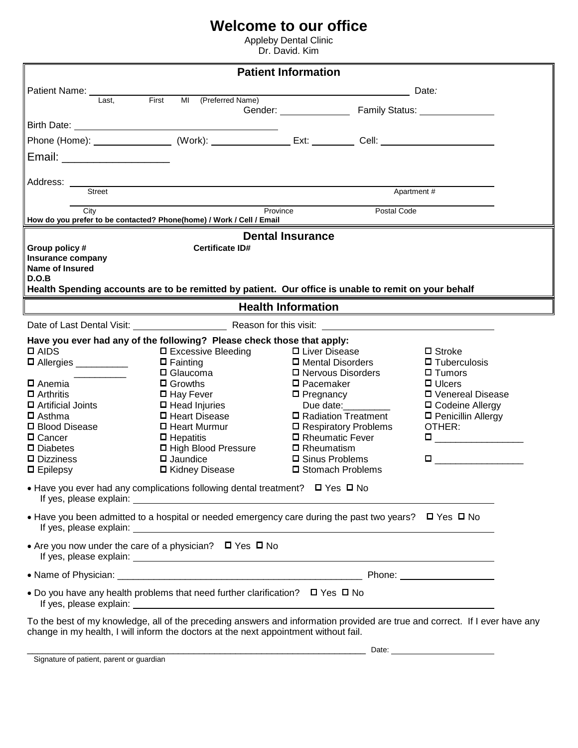# Welcome to our office

Appleby Dental Clinic
Dr. David. Kim

## Patient Information

Patient Name: ______________________________________________ Date:
Last, First MI (Preferred Name)

Gender: ______________ Family Status: ______________

Birth Date: ______________________________

Phone (Home): ______________ (Work): ______________ Ext: ________ Cell: ____________________

Email: ________________

Address: ____________________________________________________________
Street Apartment #

____________________________________________________________
City Province Postal Code

**How do you prefer to be contacted? Phone(home) / Work / Cell / Email**

## Dental Insurance

**Group policy #** **Certificate ID#**
**Insurance company**
**Name of Insured**
**D.O.B**
**Health Spending accounts are to be remitted by patient. Our office is unable to remit on your behalf**

## Health Information

Date of Last Dental Visit: ________________ Reason for this visit: ____________________________

**Have you ever had any of the following? Please check those that apply:**

- ☐ AIDS
- ☐ Allergies __________ __________
- ☐ Anemia
- ☐ Arthritis
- ☐ Artificial Joints
- ☐ Asthma
- ☐ Blood Disease
- ☐ Cancer
- ☐ Diabetes
- ☐ Dizziness
- ☐ Epilepsy
- ☐ Excessive Bleeding
- ☐ Fainting
- ☐ Glaucoma
- ☐ Growths
- ☐ Hay Fever
- ☐ Head Injuries
- ☐ Heart Disease
- ☐ Heart Murmur
- ☐ Hepatitis
- ☐ High Blood Pressure
- ☐ Jaundice
- ☐ Kidney Disease
- ☐ Liver Disease
- ☐ Mental Disorders
- ☐ Nervous Disorders
- ☐ Pacemaker
- ☐ Pregnancy
  Due date:_________
- ☐ Radiation Treatment
- ☐ Respiratory Problems
- ☐ Rheumatic Fever
- ☐ Rheumatism
- ☐ Sinus Problems
- ☐ Stomach Problems
- ☐ Stroke
- ☐ Tuberculosis
- ☐ Tumors
- ☐ Ulcers
- ☐ Venereal Disease
- ☐ Codeine Allergy
- ☐ Penicillin Allergy

OTHER:
- ☐ ________________
- ☐ ________________

- Have you ever had any complications following dental treatment? ☐ Yes ☐ No
  If yes, please explain: ____________________________________________
- Have you been admitted to a hospital or needed emergency care during the past two years? ☐ Yes ☐ No
  If yes, please explain: ____________________________________________
- Are you now under the care of a physician? ☐ Yes ☐ No
  If yes, please explain: ____________________________________________
- Name of Physician: ______________________________________ Phone: ________________
- Do you have any health problems that need further clarification? ☐ Yes ☐ No
  If yes, please explain: ____________________________________________

To the best of my knowledge, all of the preceding answers and information provided are true and correct. If I ever have any change in my health, I will inform the doctors at the next appointment without fail.

______________________________________________________________ Date: ____________________
Signature of patient, parent or guardian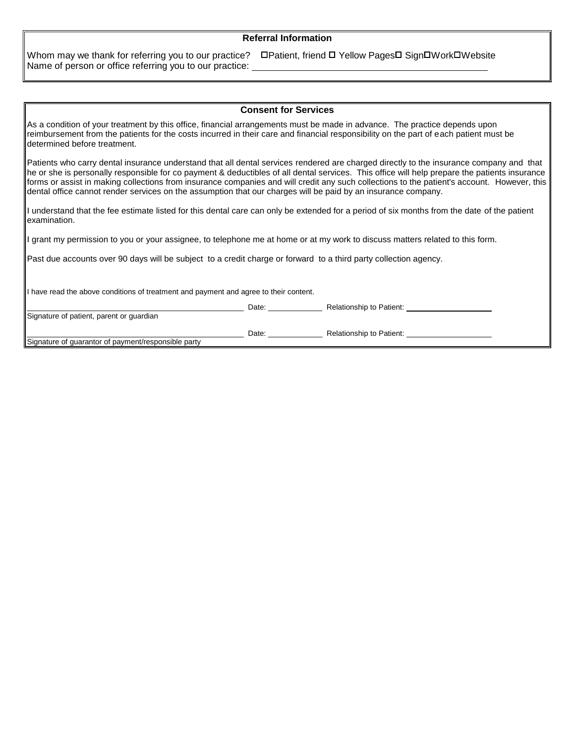## Referral Information

Whom may we thank for referring you to our practice? ☐Patient, friend ☐ Yellow Pages☐ Sign☐Work☐Website
Name of person or office referring you to our practice: ______________________________

## Consent for Services

As a condition of your treatment by this office, financial arrangements must be made in advance. The practice depends upon reimbursement from the patients for the costs incurred in their care and financial responsibility on the part of each patient must be determined before treatment.

Patients who carry dental insurance understand that all dental services rendered are charged directly to the insurance company and that he or she is personally responsible for co payment & deductibles of all dental services. This office will help prepare the patients insurance forms or assist in making collections from insurance companies and will credit any such collections to the patient's account. However, this dental office cannot render services on the assumption that our charges will be paid by an insurance company.

I understand that the fee estimate listed for this dental care can only be extended for a period of six months from the date of the patient examination.

I grant my permission to you or your assignee, to telephone me at home or at my work to discuss matters related to this form.

Past due accounts over 90 days will be subject to a credit charge or forward to a third party collection agency.

I have read the above conditions of treatment and payment and agree to their content.

______________________________ Date: __________ Relationship to Patient: ______________
Signature of patient, parent or guardian

______________________________ Date: __________ Relationship to Patient: ______________
Signature of guarantor of payment/responsible party